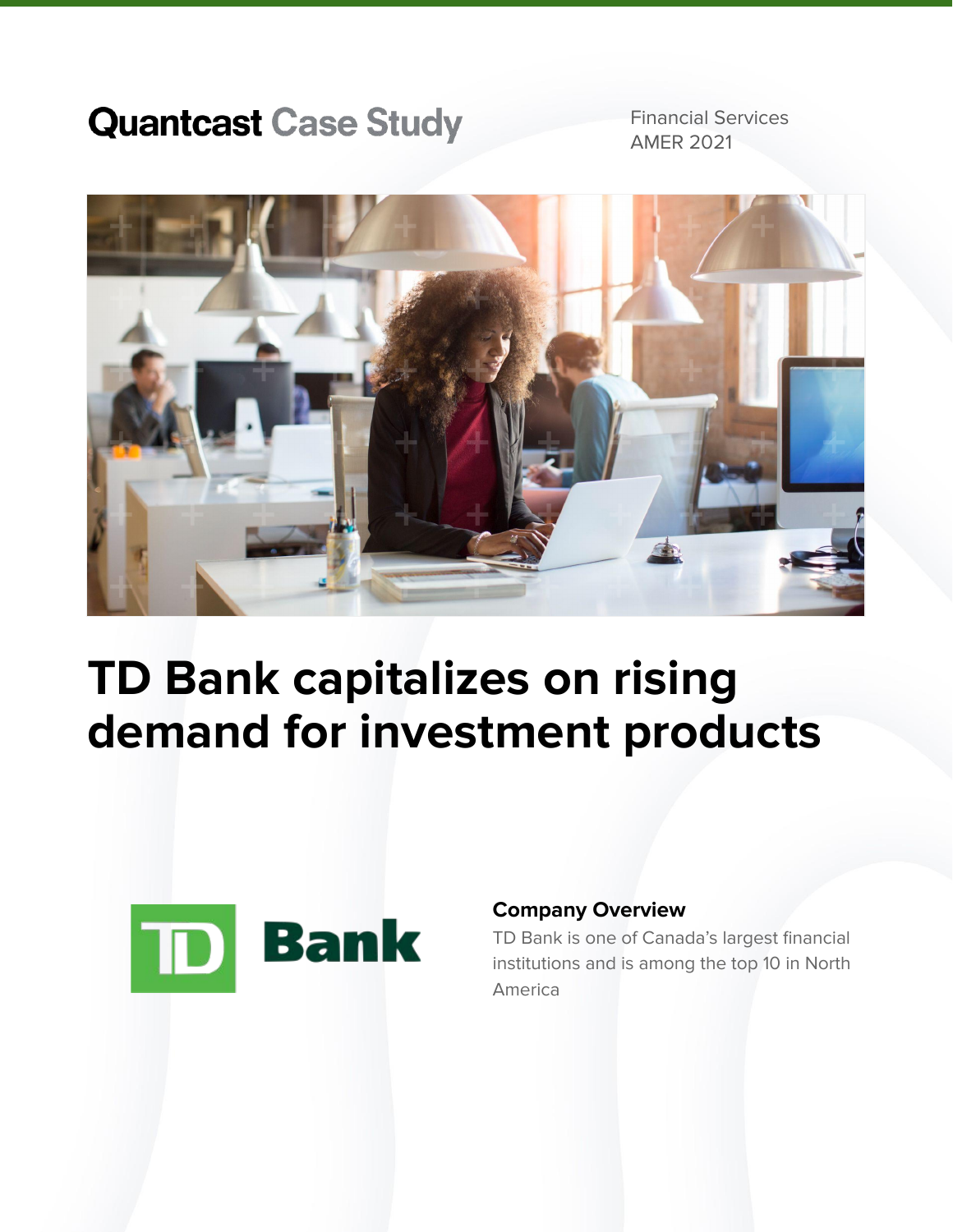Quantcast Case Study

Financial Services
AMER 2021

# TD Bank capitalizes on rising demand for investment products

TD Bank

**Company Overview**

TD Bank is one of Canada's largest financial institutions and is among the top 10 in North America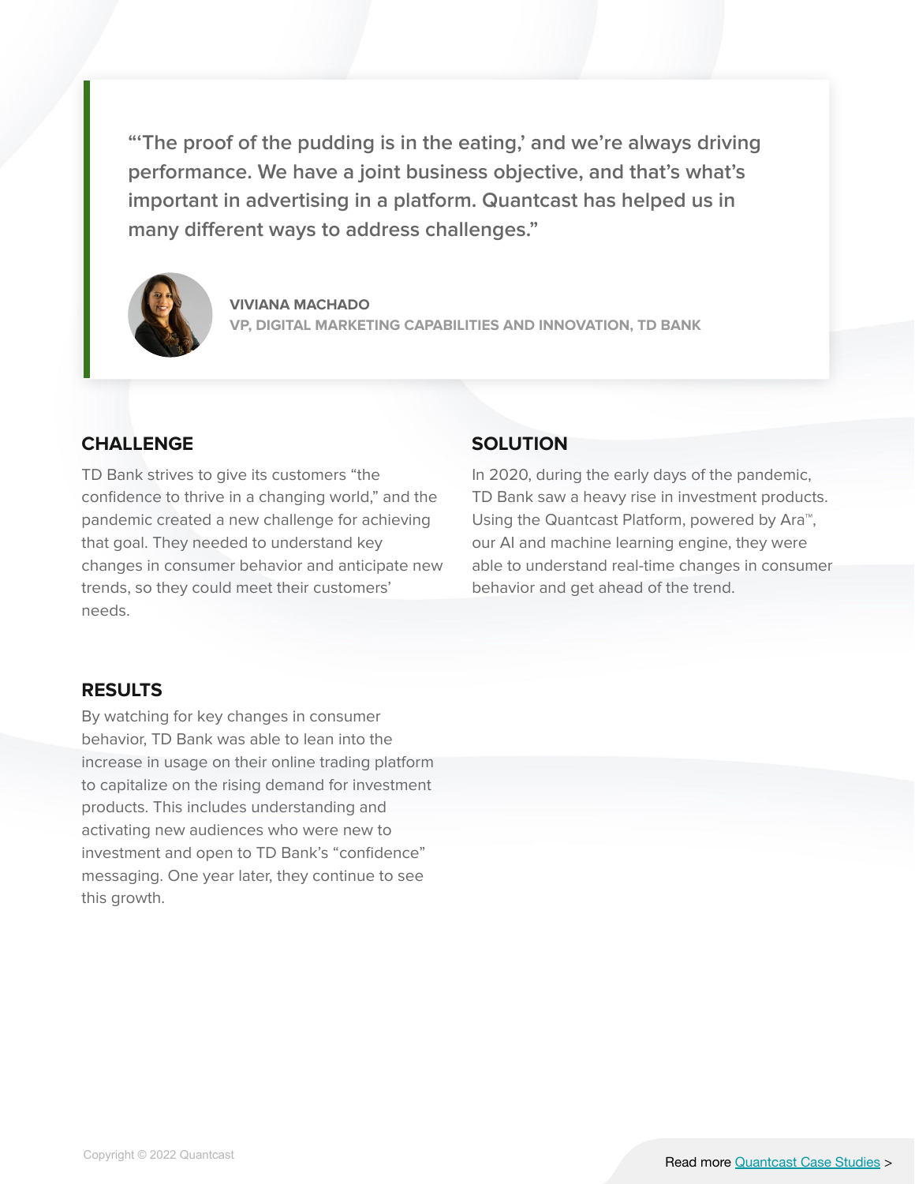> "'The proof of the pudding is in the eating,' and we're always driving performance. We have a joint business objective, and that's what's important in advertising in a platform. Quantcast has helped us in many different ways to address challenges."

**VIVIANA MACHADO**
**VP, DIGITAL MARKETING CAPABILITIES AND INNOVATION, TD BANK**

## CHALLENGE

TD Bank strives to give its customers "the confidence to thrive in a changing world," and the pandemic created a new challenge for achieving that goal. They needed to understand key changes in consumer behavior and anticipate new trends, so they could meet their customers' needs.

## SOLUTION

In 2020, during the early days of the pandemic, TD Bank saw a heavy rise in investment products. Using the Quantcast Platform, powered by Ara™, our AI and machine learning engine, they were able to understand real-time changes in consumer behavior and get ahead of the trend.

## RESULTS

By watching for key changes in consumer behavior, TD Bank was able to lean into the increase in usage on their online trading platform to capitalize on the rising demand for investment products. This includes understanding and activating new audiences who were new to investment and open to TD Bank's "confidence" messaging. One year later, they continue to see this growth.

Copyright © 2022 Quantcast

Read more [Quantcast Case Studies](Quantcast Case Studies) >